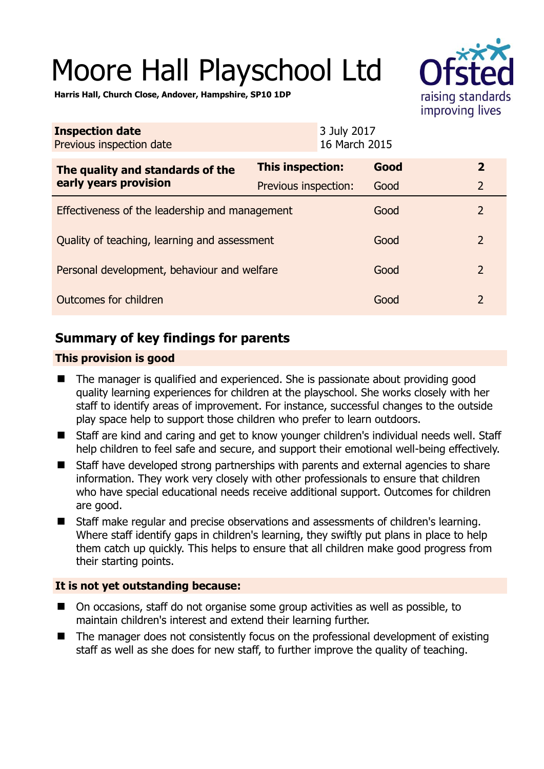# Moore Hall Playschool Ltd

**Harris Hall, Church Close, Andover, Hampshire, SP10 1DP**

| | |
|---|---|
| **Inspection date** | 3 July 2017 |
| Previous inspection date | 16 March 2015 |

| | | | |
|---|---|---|---|
| **The quality and standards of the early years provision** | **This inspection:** | **Good** | **2** |
| | Previous inspection: | Good | 2 |
| Effectiveness of the leadership and management | | Good | 2 |
| Quality of teaching, learning and assessment | | Good | 2 |
| Personal development, behaviour and welfare | | Good | 2 |
| Outcomes for children | | Good | 2 |

## Summary of key findings for parents

### This provision is good

- The manager is qualified and experienced. She is passionate about providing good quality learning experiences for children at the playschool. She works closely with her staff to identify areas of improvement. For instance, successful changes to the outside play space help to support those children who prefer to learn outdoors.
- Staff are kind and caring and get to know younger children's individual needs well. Staff help children to feel safe and secure, and support their emotional well-being effectively.
- Staff have developed strong partnerships with parents and external agencies to share information. They work very closely with other professionals to ensure that children who have special educational needs receive additional support. Outcomes for children are good.
- Staff make regular and precise observations and assessments of children's learning. Where staff identify gaps in children's learning, they swiftly put plans in place to help them catch up quickly. This helps to ensure that all children make good progress from their starting points.

### It is not yet outstanding because:

- On occasions, staff do not organise some group activities as well as possible, to maintain children's interest and extend their learning further.
- The manager does not consistently focus on the professional development of existing staff as well as she does for new staff, to further improve the quality of teaching.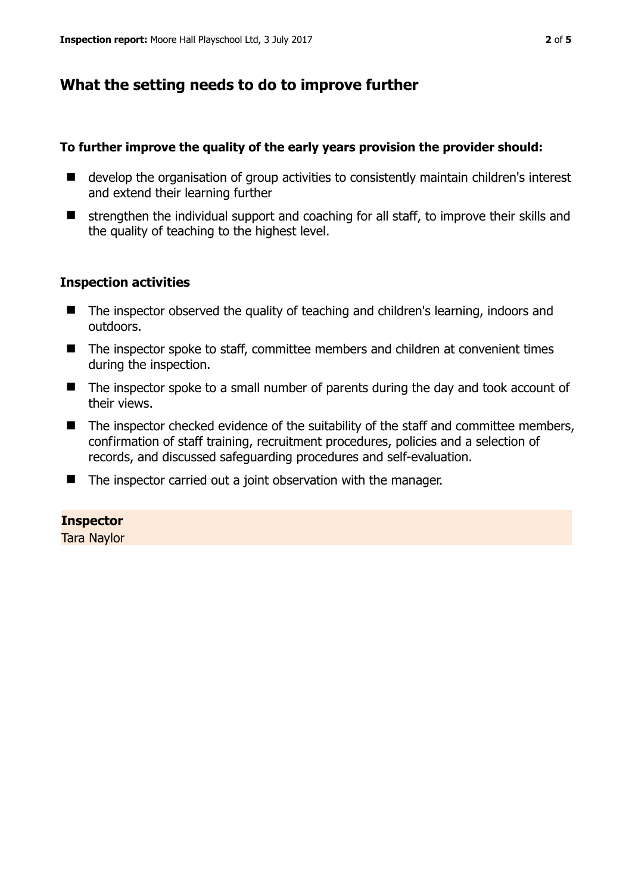## What the setting needs to do to improve further

**To further improve the quality of the early years provision the provider should:**

- develop the organisation of group activities to consistently maintain children's interest and extend their learning further
- strengthen the individual support and coaching for all staff, to improve their skills and the quality of teaching to the highest level.

### Inspection activities

- The inspector observed the quality of teaching and children's learning, indoors and outdoors.
- The inspector spoke to staff, committee members and children at convenient times during the inspection.
- The inspector spoke to a small number of parents during the day and took account of their views.
- The inspector checked evidence of the suitability of the staff and committee members, confirmation of staff training, recruitment procedures, policies and a selection of records, and discussed safeguarding procedures and self-evaluation.
- The inspector carried out a joint observation with the manager.

**Inspector**
Tara Naylor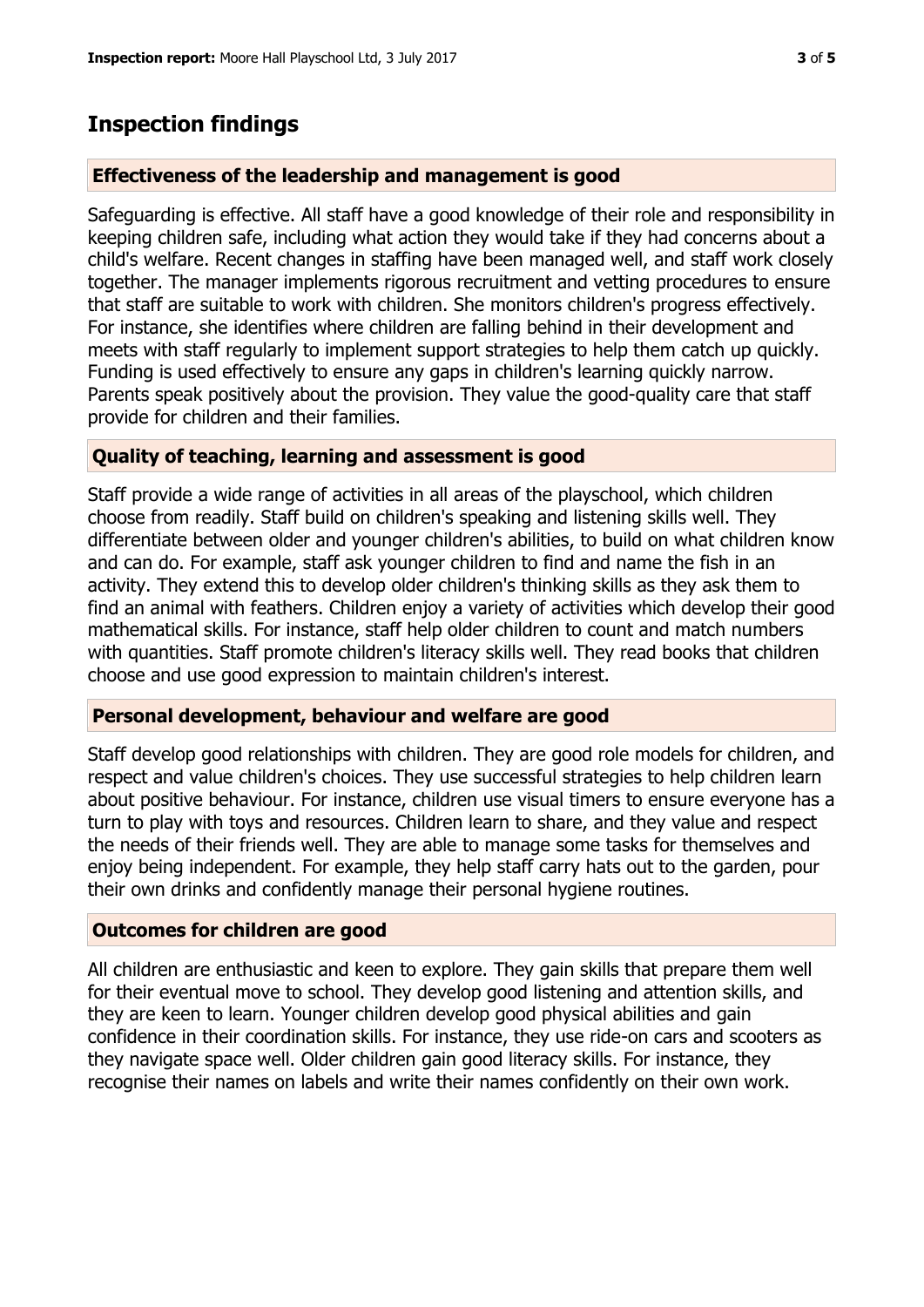## Inspection findings

### Effectiveness of the leadership and management is good

Safeguarding is effective. All staff have a good knowledge of their role and responsibility in keeping children safe, including what action they would take if they had concerns about a child's welfare. Recent changes in staffing have been managed well, and staff work closely together. The manager implements rigorous recruitment and vetting procedures to ensure that staff are suitable to work with children. She monitors children's progress effectively. For instance, she identifies where children are falling behind in their development and meets with staff regularly to implement support strategies to help them catch up quickly. Funding is used effectively to ensure any gaps in children's learning quickly narrow. Parents speak positively about the provision. They value the good-quality care that staff provide for children and their families.

### Quality of teaching, learning and assessment is good

Staff provide a wide range of activities in all areas of the playschool, which children choose from readily. Staff build on children's speaking and listening skills well. They differentiate between older and younger children's abilities, to build on what children know and can do. For example, staff ask younger children to find and name the fish in an activity. They extend this to develop older children's thinking skills as they ask them to find an animal with feathers. Children enjoy a variety of activities which develop their good mathematical skills. For instance, staff help older children to count and match numbers with quantities. Staff promote children's literacy skills well. They read books that children choose and use good expression to maintain children's interest.

### Personal development, behaviour and welfare are good

Staff develop good relationships with children. They are good role models for children, and respect and value children's choices. They use successful strategies to help children learn about positive behaviour. For instance, children use visual timers to ensure everyone has a turn to play with toys and resources. Children learn to share, and they value and respect the needs of their friends well. They are able to manage some tasks for themselves and enjoy being independent. For example, they help staff carry hats out to the garden, pour their own drinks and confidently manage their personal hygiene routines.

### Outcomes for children are good

All children are enthusiastic and keen to explore. They gain skills that prepare them well for their eventual move to school. They develop good listening and attention skills, and they are keen to learn. Younger children develop good physical abilities and gain confidence in their coordination skills. For instance, they use ride-on cars and scooters as they navigate space well. Older children gain good literacy skills. For instance, they recognise their names on labels and write their names confidently on their own work.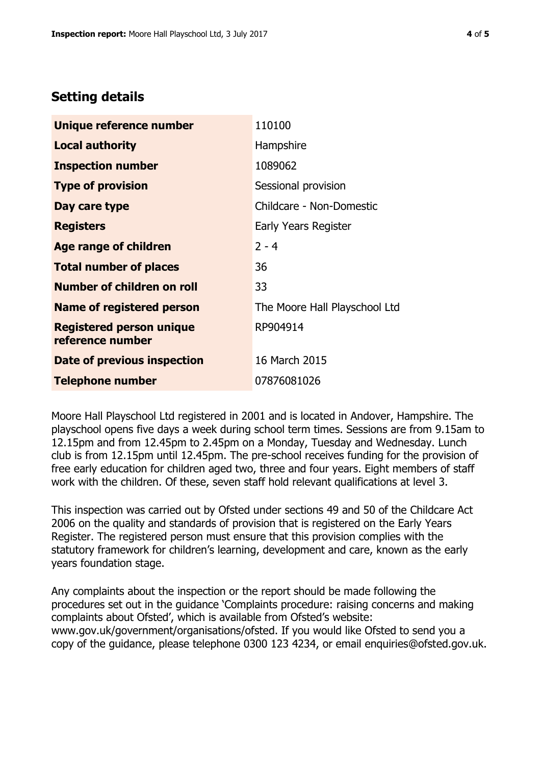## Setting details

| | |
|---|---|
| **Unique reference number** | 110100 |
| **Local authority** | Hampshire |
| **Inspection number** | 1089062 |
| **Type of provision** | Sessional provision |
| **Day care type** | Childcare - Non-Domestic |
| **Registers** | Early Years Register |
| **Age range of children** | 2 - 4 |
| **Total number of places** | 36 |
| **Number of children on roll** | 33 |
| **Name of registered person** | The Moore Hall Playschool Ltd |
| **Registered person unique reference number** | RP904914 |
| **Date of previous inspection** | 16 March 2015 |
| **Telephone number** | 07876081026 |

Moore Hall Playschool Ltd registered in 2001 and is located in Andover, Hampshire. The playschool opens five days a week during school term times. Sessions are from 9.15am to 12.15pm and from 12.45pm to 2.45pm on a Monday, Tuesday and Wednesday. Lunch club is from 12.15pm until 12.45pm. The pre-school receives funding for the provision of free early education for children aged two, three and four years. Eight members of staff work with the children. Of these, seven staff hold relevant qualifications at level 3.

This inspection was carried out by Ofsted under sections 49 and 50 of the Childcare Act 2006 on the quality and standards of provision that is registered on the Early Years Register. The registered person must ensure that this provision complies with the statutory framework for children's learning, development and care, known as the early years foundation stage.

Any complaints about the inspection or the report should be made following the procedures set out in the guidance 'Complaints procedure: raising concerns and making complaints about Ofsted', which is available from Ofsted's website: www.gov.uk/government/organisations/ofsted. If you would like Ofsted to send you a copy of the guidance, please telephone 0300 123 4234, or email enquiries@ofsted.gov.uk.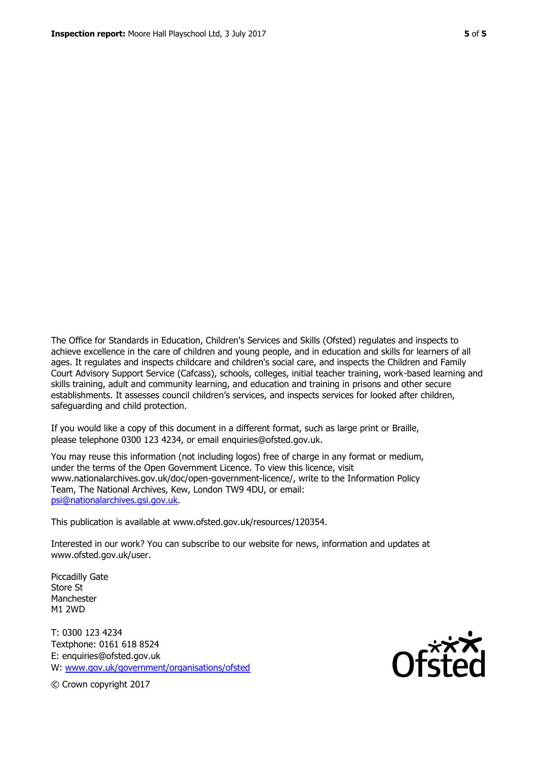The Office for Standards in Education, Children's Services and Skills (Ofsted) regulates and inspects to achieve excellence in the care of children and young people, and in education and skills for learners of all ages. It regulates and inspects childcare and children's social care, and inspects the Children and Family Court Advisory Support Service (Cafcass), schools, colleges, initial teacher training, work-based learning and skills training, adult and community learning, and education and training in prisons and other secure establishments. It assesses council children's services, and inspects services for looked after children, safeguarding and child protection.

If you would like a copy of this document in a different format, such as large print or Braille, please telephone 0300 123 4234, or email enquiries@ofsted.gov.uk.

You may reuse this information (not including logos) free of charge in any format or medium, under the terms of the Open Government Licence. To view this licence, visit www.nationalarchives.gov.uk/doc/open-government-licence/, write to the Information Policy Team, The National Archives, Kew, London TW9 4DU, or email: psi@nationalarchives.gsi.gov.uk.

This publication is available at www.ofsted.gov.uk/resources/120354.

Interested in our work? You can subscribe to our website for news, information and updates at www.ofsted.gov.uk/user.

Piccadilly Gate
Store St
Manchester
M1 2WD

T: 0300 123 4234
Textphone: 0161 618 8524
E: enquiries@ofsted.gov.uk
W: www.gov.uk/government/organisations/ofsted

© Crown copyright 2017